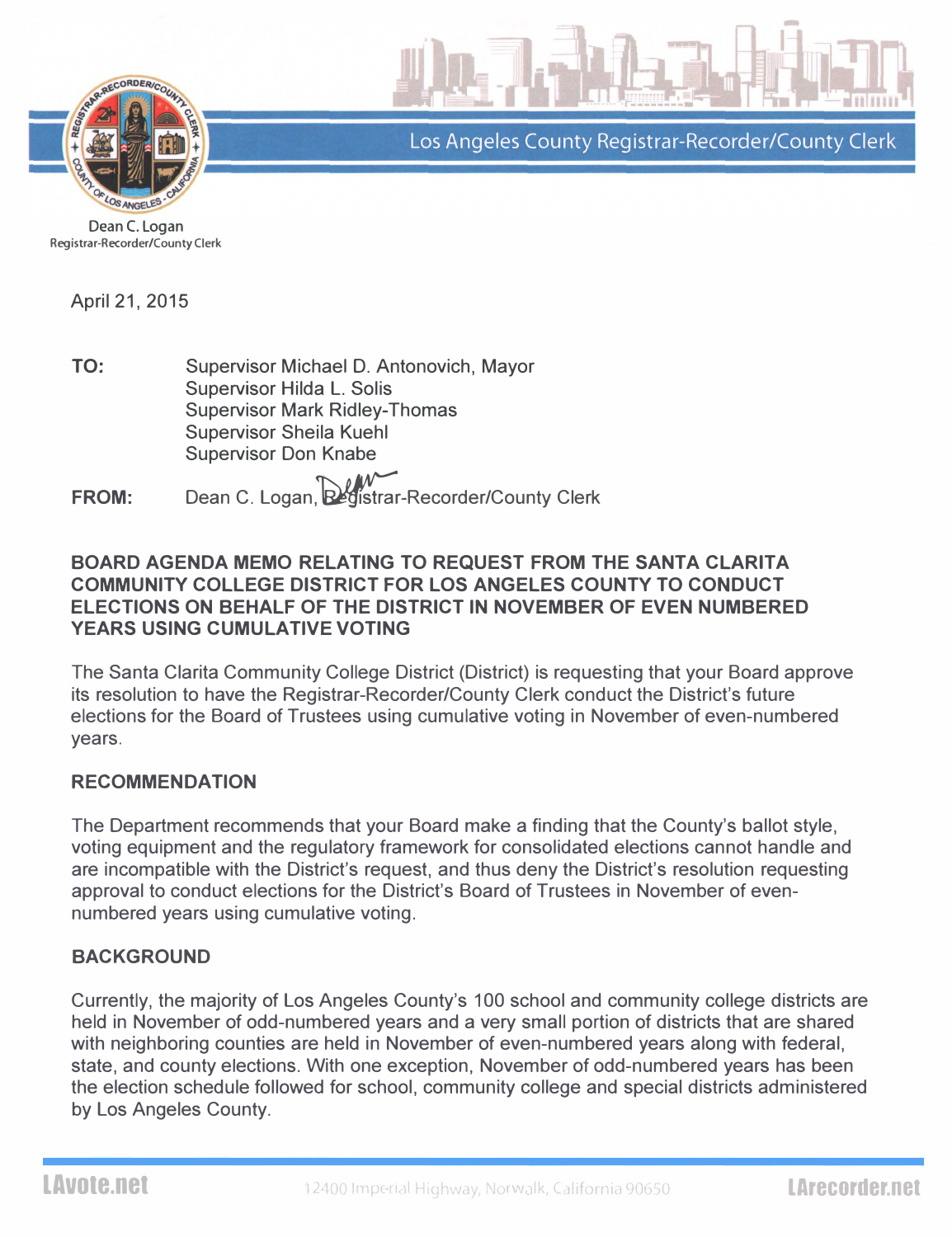Los Angeles County Registrar-Recorder/County Clerk

Dean C. Logan
Registrar-Recorder/County Clerk

April 21, 2015

**TO:** Supervisor Michael D. Antonovich, Mayor
Supervisor Hilda L. Solis
Supervisor Mark Ridley-Thomas
Supervisor Sheila Kuehl
Supervisor Don Knabe

**FROM:** Dean C. Logan, Registrar-Recorder/County Clerk

**BOARD AGENDA MEMO RELATING TO REQUEST FROM THE SANTA CLARITA COMMUNITY COLLEGE DISTRICT FOR LOS ANGELES COUNTY TO CONDUCT ELECTIONS ON BEHALF OF THE DISTRICT IN NOVEMBER OF EVEN NUMBERED YEARS USING CUMULATIVE VOTING**

The Santa Clarita Community College District (District) is requesting that your Board approve its resolution to have the Registrar-Recorder/County Clerk conduct the District's future elections for the Board of Trustees using cumulative voting in November of even-numbered years.

## RECOMMENDATION

The Department recommends that your Board make a finding that the County's ballot style, voting equipment and the regulatory framework for consolidated elections cannot handle and are incompatible with the District's request, and thus deny the District's resolution requesting approval to conduct elections for the District's Board of Trustees in November of even-numbered years using cumulative voting.

## BACKGROUND

Currently, the majority of Los Angeles County's 100 school and community college districts are held in November of odd-numbered years and a very small portion of districts that are shared with neighboring counties are held in November of even-numbered years along with federal, state, and county elections. With one exception, November of odd-numbered years has been the election schedule followed for school, community college and special districts administered by Los Angeles County.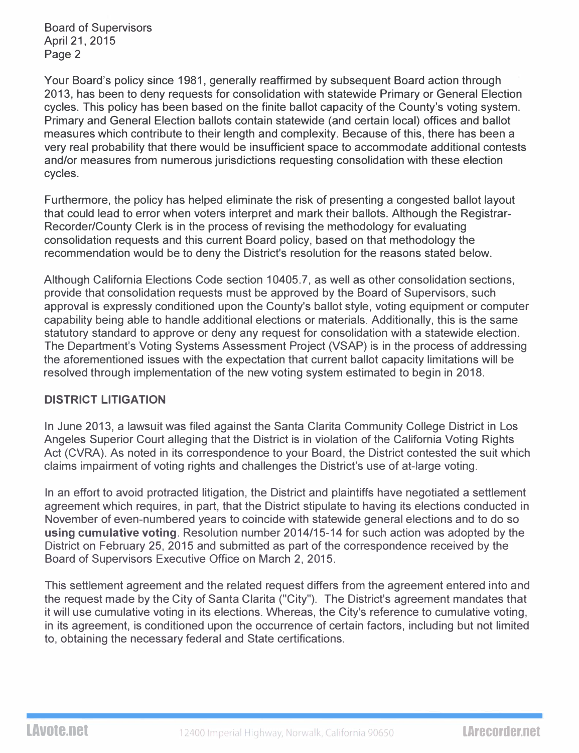Your Board's policy since 1981, generally reaffirmed by subsequent Board action through 2013, has been to deny requests for consolidation with statewide Primary or General Election cycles. This policy has been based on the finite ballot capacity of the County's voting system. Primary and General Election ballots contain statewide (and certain local) offices and ballot measures which contribute to their length and complexity. Because of this, there has been a very real probability that there would be insufficient space to accommodate additional contests and/or measures from numerous jurisdictions requesting consolidation with these election cycles.

Furthermore, the policy has helped eliminate the risk of presenting a congested ballot layout that could lead to error when voters interpret and mark their ballots. Although the Registrar-Recorder/County Clerk is in the process of revising the methodology for evaluating consolidation requests and this current Board policy, based on that methodology the recommendation would be to deny the District's resolution for the reasons stated below.

Although California Elections Code section 10405.7, as well as other consolidation sections, provide that consolidation requests must be approved by the Board of Supervisors, such approval is expressly conditioned upon the County's ballot style, voting equipment or computer capability being able to handle additional elections or materials. Additionally, this is the same statutory standard to approve or deny any request for consolidation with a statewide election. The Department's Voting Systems Assessment Project (VSAP) is in the process of addressing the aforementioned issues with the expectation that current ballot capacity limitations will be resolved through implementation of the new voting system estimated to begin in 2018.

## DISTRICT LITIGATION

In June 2013, a lawsuit was filed against the Santa Clarita Community College District in Los Angeles Superior Court alleging that the District is in violation of the California Voting Rights Act (CVRA). As noted in its correspondence to your Board, the District contested the suit which claims impairment of voting rights and challenges the District's use of at-large voting.

In an effort to avoid protracted litigation, the District and plaintiffs have negotiated a settlement agreement which requires, in part, that the District stipulate to having its elections conducted in November of even-numbered years to coincide with statewide general elections and to do so **using cumulative voting**. Resolution number 2014/15-14 for such action was adopted by the District on February 25, 2015 and submitted as part of the correspondence received by the Board of Supervisors Executive Office on March 2, 2015.

This settlement agreement and the related request differs from the agreement entered into and the request made by the City of Santa Clarita ("City"). The District's agreement mandates that it will use cumulative voting in its elections. Whereas, the City's reference to cumulative voting, in its agreement, is conditioned upon the occurrence of certain factors, including but not limited to, obtaining the necessary federal and State certifications.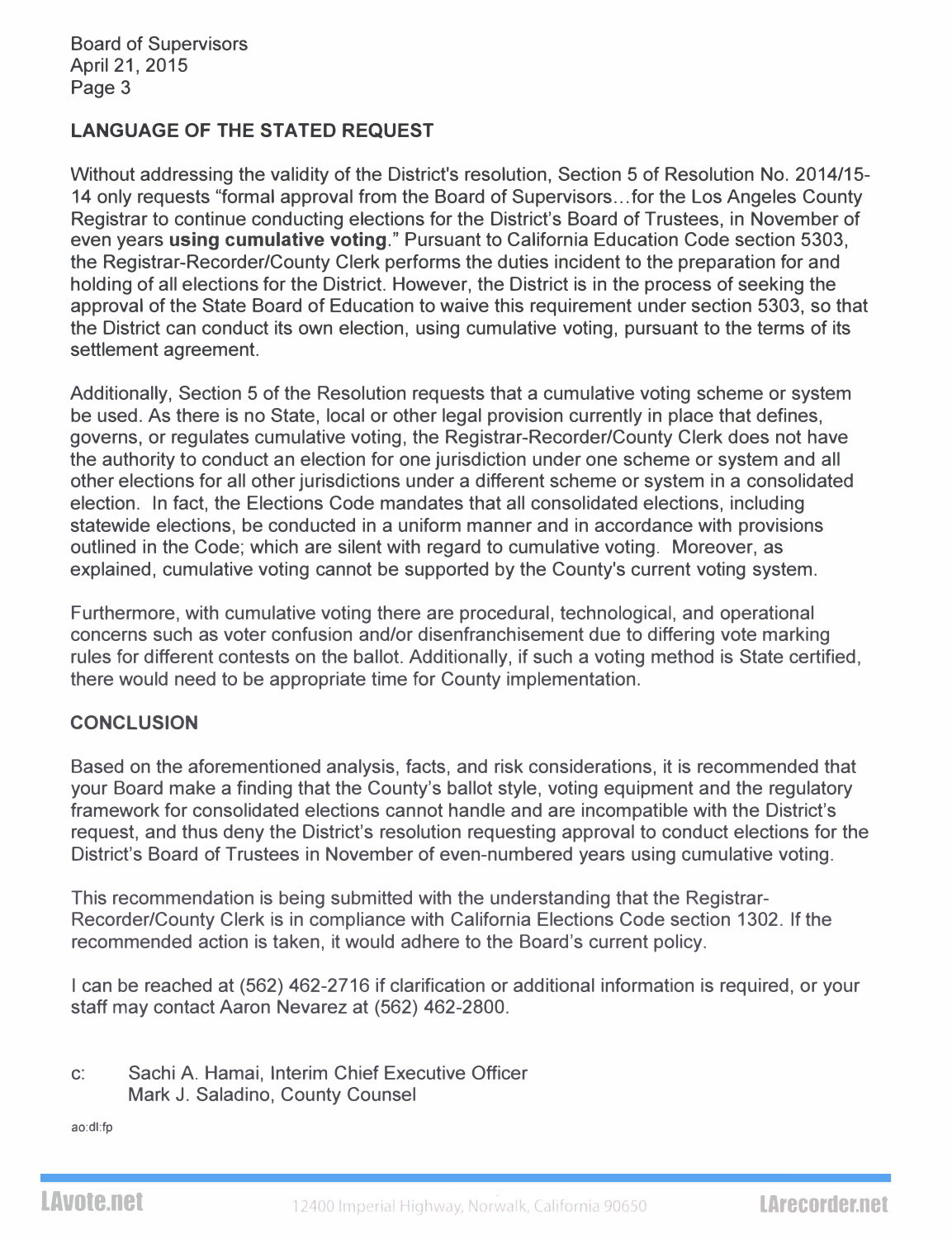## LANGUAGE OF THE STATED REQUEST

Without addressing the validity of the District's resolution, Section 5 of Resolution No. 2014/15-14 only requests "formal approval from the Board of Supervisors…for the Los Angeles County Registrar to continue conducting elections for the District's Board of Trustees, in November of even years **using cumulative voting**." Pursuant to California Education Code section 5303, the Registrar-Recorder/County Clerk performs the duties incident to the preparation for and holding of all elections for the District. However, the District is in the process of seeking the approval of the State Board of Education to waive this requirement under section 5303, so that the District can conduct its own election, using cumulative voting, pursuant to the terms of its settlement agreement.

Additionally, Section 5 of the Resolution requests that a cumulative voting scheme or system be used. As there is no State, local or other legal provision currently in place that defines, governs, or regulates cumulative voting, the Registrar-Recorder/County Clerk does not have the authority to conduct an election for one jurisdiction under one scheme or system and all other elections for all other jurisdictions under a different scheme or system in a consolidated election. In fact, the Elections Code mandates that all consolidated elections, including statewide elections, be conducted in a uniform manner and in accordance with provisions outlined in the Code; which are silent with regard to cumulative voting. Moreover, as explained, cumulative voting cannot be supported by the County's current voting system.

Furthermore, with cumulative voting there are procedural, technological, and operational concerns such as voter confusion and/or disenfranchisement due to differing vote marking rules for different contests on the ballot. Additionally, if such a voting method is State certified, there would need to be appropriate time for County implementation.

## CONCLUSION

Based on the aforementioned analysis, facts, and risk considerations, it is recommended that your Board make a finding that the County's ballot style, voting equipment and the regulatory framework for consolidated elections cannot handle and are incompatible with the District's request, and thus deny the District's resolution requesting approval to conduct elections for the District's Board of Trustees in November of even-numbered years using cumulative voting.

This recommendation is being submitted with the understanding that the Registrar-Recorder/County Clerk is in compliance with California Elections Code section 1302. If the recommended action is taken, it would adhere to the Board's current policy.

I can be reached at (562) 462-2716 if clarification or additional information is required, or your staff may contact Aaron Nevarez at (562) 462-2800.

c: Sachi A. Hamai, Interim Chief Executive Officer
Mark J. Saladino, County Counsel

ao:dl:fp